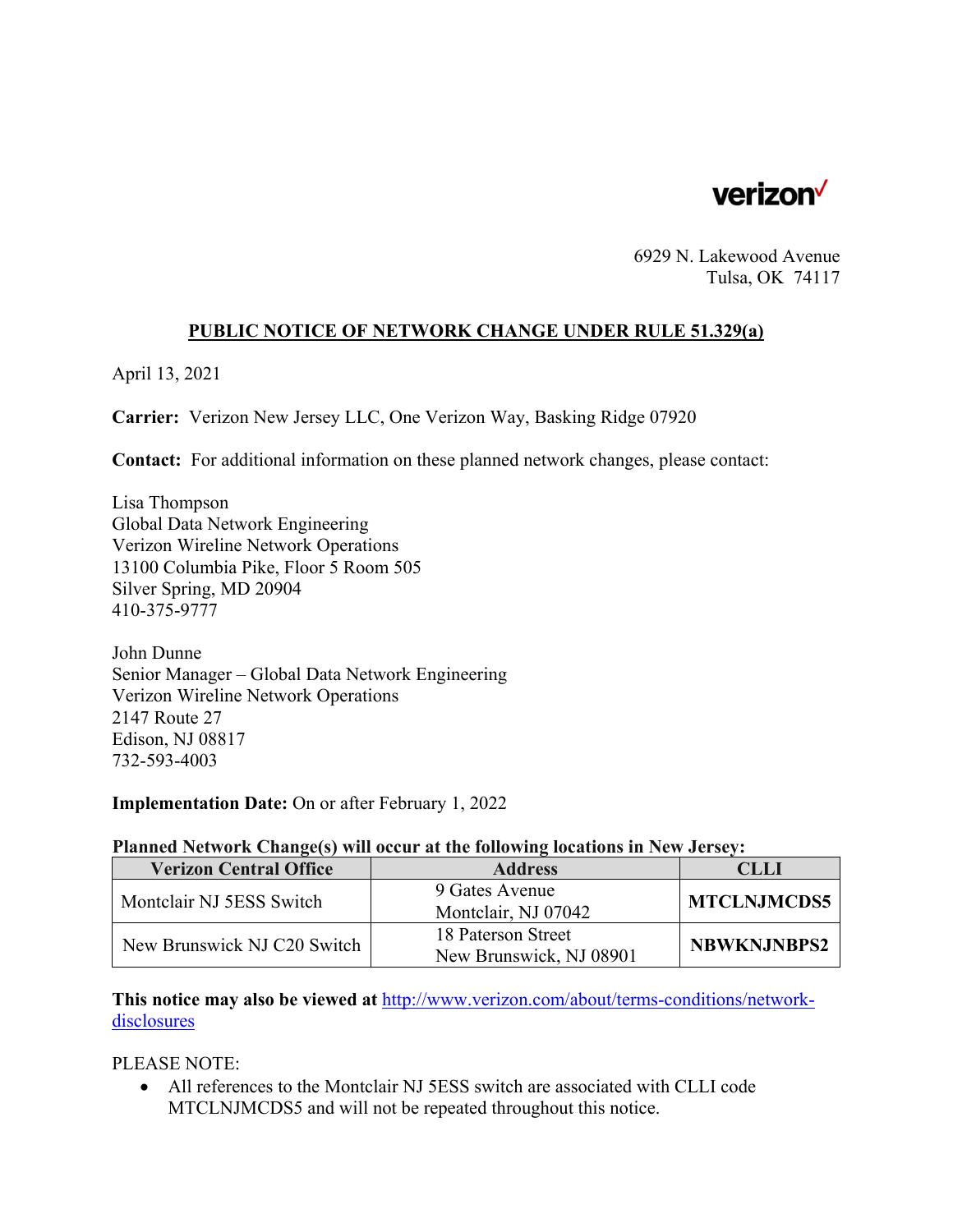verizon

6929 N. Lakewood Avenue
Tulsa, OK 74117

## PUBLIC NOTICE OF NETWORK CHANGE UNDER RULE 51.329(a)

April 13, 2021

**Carrier:** Verizon New Jersey LLC, One Verizon Way, Basking Ridge 07920

**Contact:** For additional information on these planned network changes, please contact:

Lisa Thompson
Global Data Network Engineering
Verizon Wireline Network Operations
13100 Columbia Pike, Floor 5 Room 505
Silver Spring, MD 20904
410-375-9777

John Dunne
Senior Manager – Global Data Network Engineering
Verizon Wireline Network Operations
2147 Route 27
Edison, NJ 08817
732-593-4003

**Implementation Date:** On or after February 1, 2022

**Planned Network Change(s) will occur at the following locations in New Jersey:**

| Verizon Central Office | Address | CLLI |
|---|---|---|
| Montclair NJ 5ESS Switch | 9 Gates Avenue Montclair, NJ 07042 | **MTCLNJMCDS5** |
| New Brunswick NJ C20 Switch | 18 Paterson Street New Brunswick, NJ 08901 | **NBWKNJNBPS2** |

**This notice may also be viewed at** http://www.verizon.com/about/terms-conditions/network-disclosures

PLEASE NOTE:

- All references to the Montclair NJ 5ESS switch are associated with CLLI code MTCLNJMCDS5 and will not be repeated throughout this notice.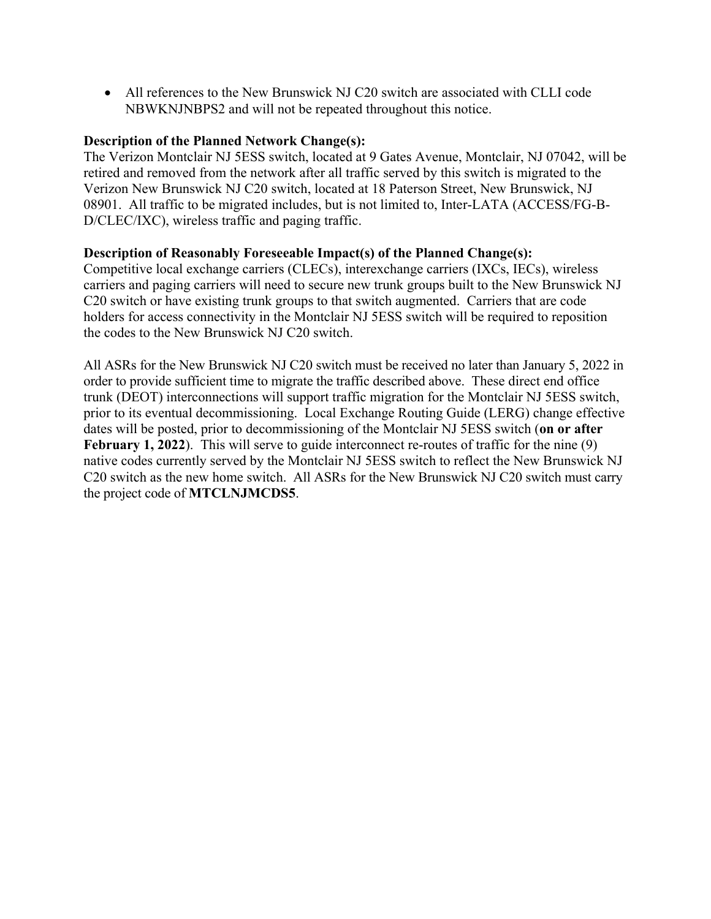- All references to the New Brunswick NJ C20 switch are associated with CLLI code NBWKNJNBPS2 and will not be repeated throughout this notice.

**Description of the Planned Network Change(s):**
The Verizon Montclair NJ 5ESS switch, located at 9 Gates Avenue, Montclair, NJ 07042, will be retired and removed from the network after all traffic served by this switch is migrated to the Verizon New Brunswick NJ C20 switch, located at 18 Paterson Street, New Brunswick, NJ 08901. All traffic to be migrated includes, but is not limited to, Inter-LATA (ACCESS/FG-B-D/CLEC/IXC), wireless traffic and paging traffic.

**Description of Reasonably Foreseeable Impact(s) of the Planned Change(s):**
Competitive local exchange carriers (CLECs), interexchange carriers (IXCs, IECs), wireless carriers and paging carriers will need to secure new trunk groups built to the New Brunswick NJ C20 switch or have existing trunk groups to that switch augmented. Carriers that are code holders for access connectivity in the Montclair NJ 5ESS switch will be required to reposition the codes to the New Brunswick NJ C20 switch.

All ASRs for the New Brunswick NJ C20 switch must be received no later than January 5, 2022 in order to provide sufficient time to migrate the traffic described above. These direct end office trunk (DEOT) interconnections will support traffic migration for the Montclair NJ 5ESS switch, prior to its eventual decommissioning. Local Exchange Routing Guide (LERG) change effective dates will be posted, prior to decommissioning of the Montclair NJ 5ESS switch (**on or after February 1, 2022**). This will serve to guide interconnect re-routes of traffic for the nine (9) native codes currently served by the Montclair NJ 5ESS switch to reflect the New Brunswick NJ C20 switch as the new home switch. All ASRs for the New Brunswick NJ C20 switch must carry the project code of **MTCLNJMCDS5**.